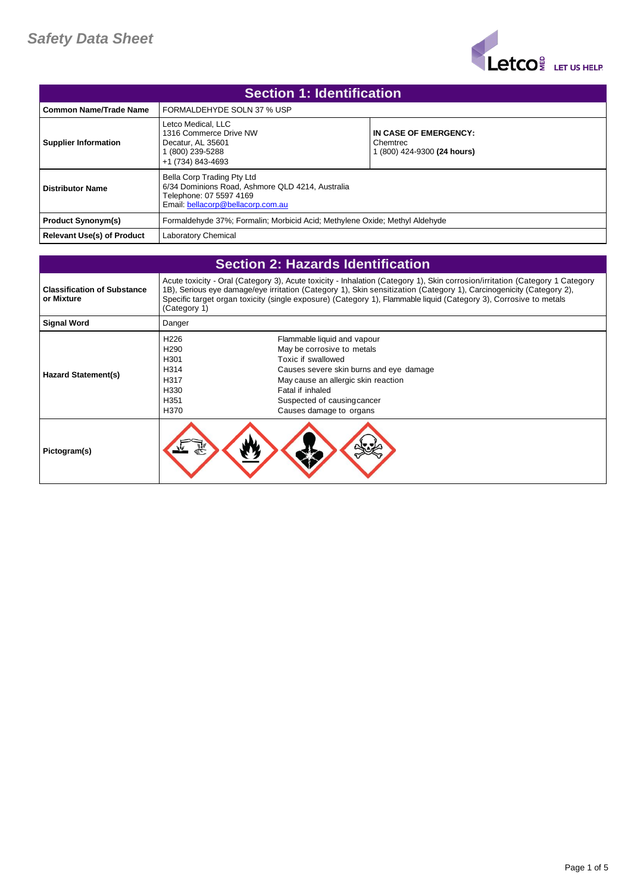# Safety Data Sheet

## Section 1: Identification

| | | |
|---|---|---|
| **Common Name/Trade Name** | FORMALDEHYDE SOLN 37 % USP | |
| **Supplier Information** | Letco Medical, LLC<br>1316 Commerce Drive NW<br>Decatur, AL 35601<br>1 (800) 239-5288<br>+1 (734) 843-4693 | **IN CASE OF EMERGENCY:**<br>Chemtrec<br>1 (800) 424-9300 **(24 hours)** |
| **Distributor Name** | Bella Corp Trading Pty Ltd<br>6/34 Dominions Road, Ashmore QLD 4214, Australia<br>Telephone: 07 5597 4169<br>Email: bellacorp@bellacorp.com.au | |
| **Product Synonym(s)** | Formaldehyde 37%; Formalin; Morbicid Acid; Methylene Oxide; Methyl Aldehyde | |
| **Relevant Use(s) of Product** | Laboratory Chemical | |

## Section 2: Hazards Identification

| | | |
|---|---|---|
| **Classification of Substance or Mixture** | Acute toxicity - Oral (Category 3), Acute toxicity - Inhalation (Category 1), Skin corrosion/irritation (Category 1 Category 1B), Serious eye damage/eye irritation (Category 1), Skin sensitization (Category 1), Carcinogenicity (Category 2), Specific target organ toxicity (single exposure) (Category 1), Flammable liquid (Category 3), Corrosive to metals (Category 1) | |
| **Signal Word** | Danger | |
| **Hazard Statement(s)** | H226 | Flammable liquid and vapour |
| | H290 | May be corrosive to metals |
| | H301 | Toxic if swallowed |
| | H314 | Causes severe skin burns and eye damage |
| | H317 | May cause an allergic skin reaction |
| | H330 | Fatal if inhaled |
| | H351 | Suspected of causing cancer |
| | H370 | Causes damage to organs |
| **Pictogram(s)** | | |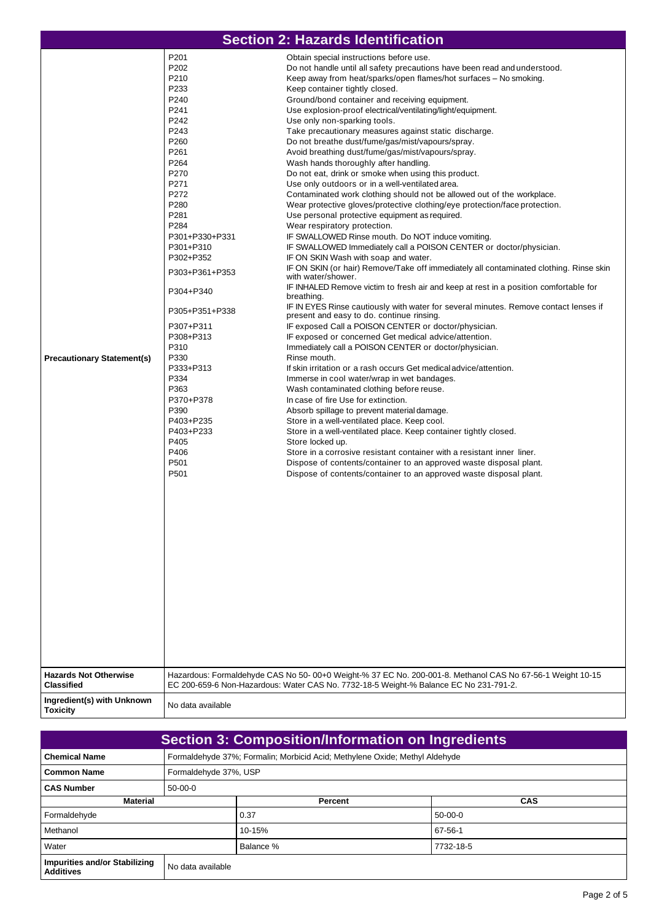## Section 2: Hazards Identification

| | | |
|---|---|---|
| **Precautionary Statement(s)** | P201 | Obtain special instructions before use. |
| | P202 | Do not handle until all safety precautions have been read and understood. |
| | P210 | Keep away from heat/sparks/open flames/hot surfaces – No smoking. |
| | P233 | Keep container tightly closed. |
| | P240 | Ground/bond container and receiving equipment. |
| | P241 | Use explosion-proof electrical/ventilating/light/equipment. |
| | P242 | Use only non-sparking tools. |
| | P243 | Take precautionary measures against static discharge. |
| | P260 | Do not breathe dust/fume/gas/mist/vapours/spray. |
| | P261 | Avoid breathing dust/fume/gas/mist/vapours/spray. |
| | P264 | Wash hands thoroughly after handling. |
| | P270 | Do not eat, drink or smoke when using this product. |
| | P271 | Use only outdoors or in a well-ventilated area. |
| | P272 | Contaminated work clothing should not be allowed out of the workplace. |
| | P280 | Wear protective gloves/protective clothing/eye protection/face protection. |
| | P281 | Use personal protective equipment as required. |
| | P284 | Wear respiratory protection. |
| | P301+P330+P331 | IF SWALLOWED Rinse mouth. Do NOT induce vomiting. |
| | P301+P310 | IF SWALLOWED Immediately call a POISON CENTER or doctor/physician. |
| | P302+P352 | IF ON SKIN Wash with soap and water. |
| | P303+P361+P353 | IF ON SKIN (or hair) Remove/Take off immediately all contaminated clothing. Rinse skin with water/shower. |
| | P304+P340 | IF INHALED Remove victim to fresh air and keep at rest in a position comfortable for breathing. |
| | P305+P351+P338 | IF IN EYES Rinse cautiously with water for several minutes. Remove contact lenses if present and easy to do. continue rinsing. |
| | P307+P311 | IF exposed Call a POISON CENTER or doctor/physician. |
| | P308+P313 | IF exposed or concerned Get medical advice/attention. |
| | P310 | Immediately call a POISON CENTER or doctor/physician. |
| | P330 | Rinse mouth. |
| | P333+P313 | If skin irritation or a rash occurs Get medical advice/attention. |
| | P334 | Immerse in cool water/wrap in wet bandages. |
| | P363 | Wash contaminated clothing before reuse. |
| | P370+P378 | In case of fire Use for extinction. |
| | P390 | Absorb spillage to prevent material damage. |
| | P403+P235 | Store in a well-ventilated place. Keep cool. |
| | P403+P233 | Store in a well-ventilated place. Keep container tightly closed. |
| | P405 | Store locked up. |
| | P406 | Store in a corrosive resistant container with a resistant inner liner. |
| | P501 | Dispose of contents/container to an approved waste disposal plant. |
| | P501 | Dispose of contents/container to an approved waste disposal plant. |
| **Hazards Not Otherwise Classified** | Hazardous: Formaldehyde CAS No 50- 00+0 Weight-% 37 EC No. 200-001-8. Methanol CAS No 67-56-1 Weight 10-15 EC 200-659-6 Non-Hazardous: Water CAS No. 7732-18-5 Weight-% Balance EC No 231-791-2. | |
| **Ingredient(s) with Unknown Toxicity** | No data available | |

## Section 3: Composition/Information on Ingredients

| | | |
|---|---|---|
| **Chemical Name** | Formaldehyde 37%; Formalin; Morbicid Acid; Methylene Oxide; Methyl Aldehyde | |
| **Common Name** | Formaldehyde 37%, USP | |
| **CAS Number** | 50-00-0 | |
| **Material** | **Percent** | **CAS** |
| Formaldehyde | 0.37 | 50-00-0 |
| Methanol | 10-15% | 67-56-1 |
| Water | Balance % | 7732-18-5 |
| **Impurities and/or Stabilizing Additives** | No data available | |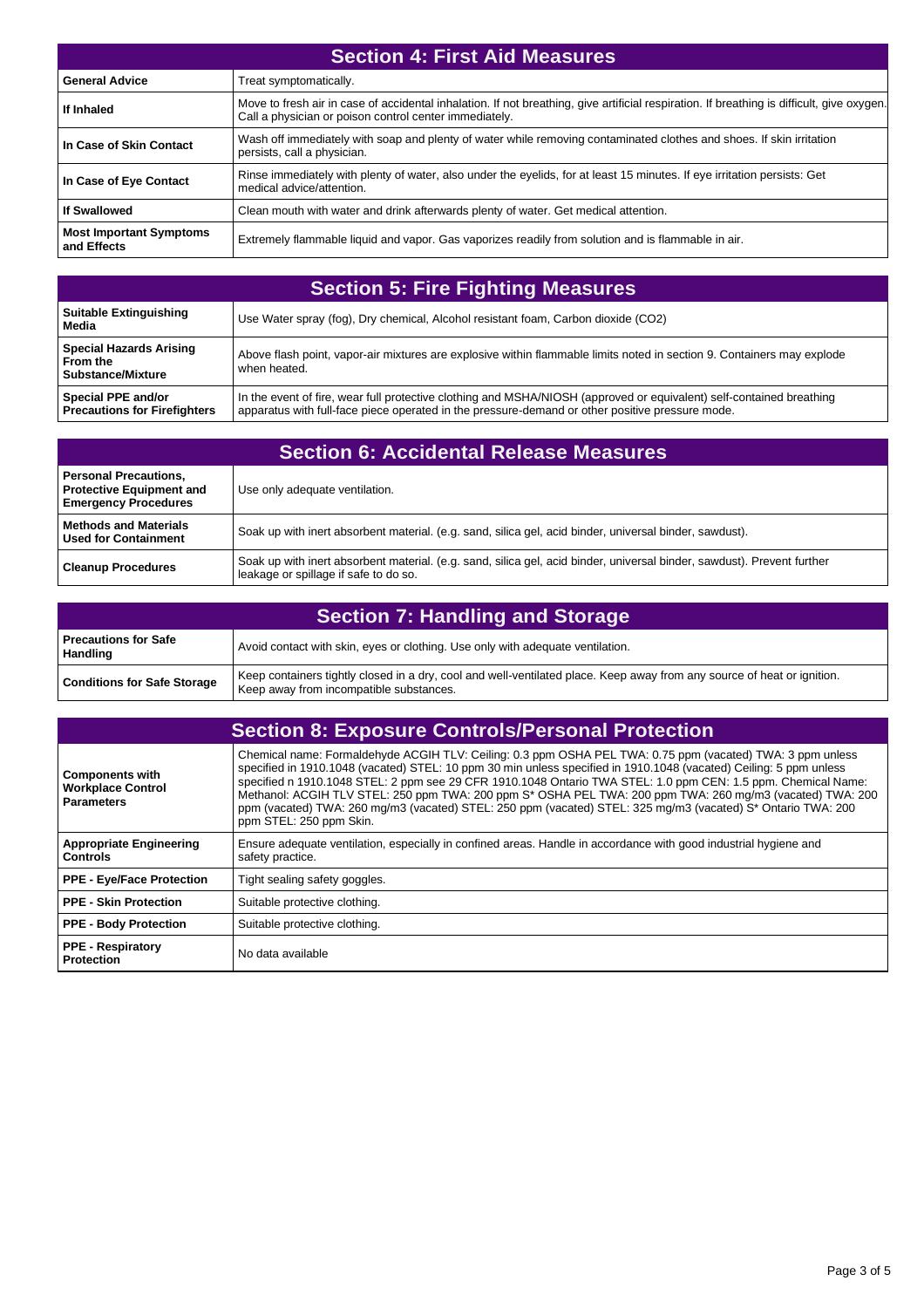## Section 4: First Aid Measures

| | |
|---|---|
| **General Advice** | Treat symptomatically. |
| **If Inhaled** | Move to fresh air in case of accidental inhalation. If not breathing, give artificial respiration. If breathing is difficult, give oxygen. Call a physician or poison control center immediately. |
| **In Case of Skin Contact** | Wash off immediately with soap and plenty of water while removing contaminated clothes and shoes. If skin irritation persists, call a physician. |
| **In Case of Eye Contact** | Rinse immediately with plenty of water, also under the eyelids, for at least 15 minutes. If eye irritation persists: Get medical advice/attention. |
| **If Swallowed** | Clean mouth with water and drink afterwards plenty of water. Get medical attention. |
| **Most Important Symptoms and Effects** | Extremely flammable liquid and vapor. Gas vaporizes readily from solution and is flammable in air. |

## Section 5: Fire Fighting Measures

| | |
|---|---|
| **Suitable Extinguishing Media** | Use Water spray (fog), Dry chemical, Alcohol resistant foam, Carbon dioxide ($CO_2$) |
| **Special Hazards Arising From the Substance/Mixture** | Above flash point, vapor-air mixtures are explosive within flammable limits noted in section 9. Containers may explode when heated. |
| **Special PPE and/or Precautions for Firefighters** | In the event of fire, wear full protective clothing and MSHA/NIOSH (approved or equivalent) self-contained breathing apparatus with full-face piece operated in the pressure-demand or other positive pressure mode. |

## Section 6: Accidental Release Measures

| | |
|---|---|
| **Personal Precautions, Protective Equipment and Emergency Procedures** | Use only adequate ventilation. |
| **Methods and Materials Used for Containment** | Soak up with inert absorbent material. (e.g. sand, silica gel, acid binder, universal binder, sawdust). |
| **Cleanup Procedures** | Soak up with inert absorbent material. (e.g. sand, silica gel, acid binder, universal binder, sawdust). Prevent further leakage or spillage if safe to do so. |

## Section 7: Handling and Storage

| | |
|---|---|
| **Precautions for Safe Handling** | Avoid contact with skin, eyes or clothing. Use only with adequate ventilation. |
| **Conditions for Safe Storage** | Keep containers tightly closed in a dry, cool and well-ventilated place. Keep away from any source of heat or ignition. Keep away from incompatible substances. |

## Section 8: Exposure Controls/Personal Protection

| | |
|---|---|
| **Components with Workplace Control Parameters** | Chemical name: Formaldehyde ACGIH TLV: Ceiling: 0.3 ppm OSHA PEL TWA: 0.75 ppm (vacated) TWA: 3 ppm unless specified in 1910.1048 (vacated) STEL: 10 ppm 30 min unless specified in 1910.1048 (vacated) Ceiling: 5 ppm unless specified n 1910.1048 STEL: 2 ppm see 29 CFR 1910.1048 Ontario TWA STEL: 1.0 ppm CEN: 1.5 ppm. Chemical Name: Methanol: ACGIH TLV STEL: 250 ppm TWA: 200 ppm S* OSHA PEL TWA: 200 ppm TWA: 260 mg/m3 (vacated) TWA: 200 ppm (vacated) TWA: 260 mg/m3 (vacated) STEL: 250 ppm (vacated) STEL: 325 mg/m3 (vacated) S* Ontario TWA: 200 ppm STEL: 250 ppm Skin. |
| **Appropriate Engineering Controls** | Ensure adequate ventilation, especially in confined areas. Handle in accordance with good industrial hygiene and safety practice. |
| **PPE - Eye/Face Protection** | Tight sealing safety goggles. |
| **PPE - Skin Protection** | Suitable protective clothing. |
| **PPE - Body Protection** | Suitable protective clothing. |
| **PPE - Respiratory Protection** | No data available |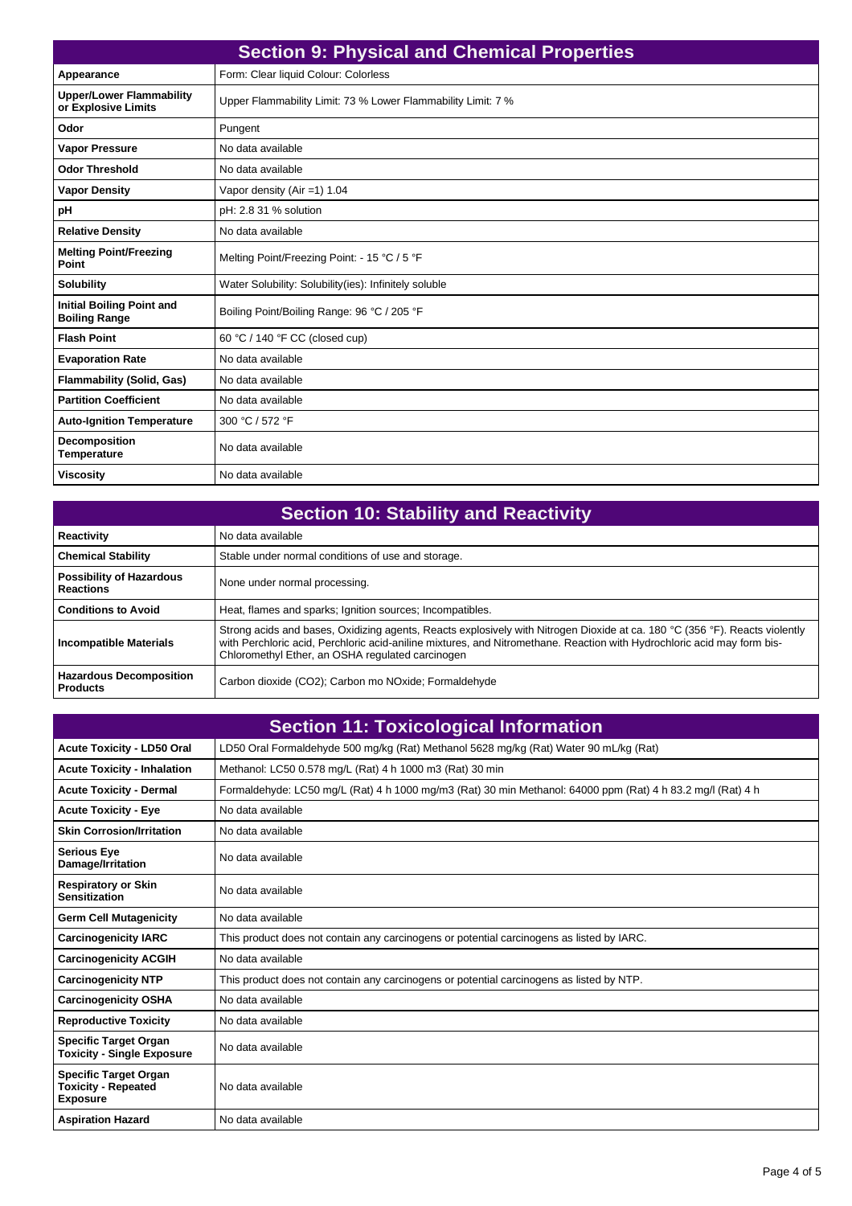## Section 9: Physical and Chemical Properties

| | |
|---|---|
| **Appearance** | Form: Clear liquid Colour: Colorless |
| **Upper/Lower Flammability or Explosive Limits** | Upper Flammability Limit: 73 % Lower Flammability Limit: 7 % |
| **Odor** | Pungent |
| **Vapor Pressure** | No data available |
| **Odor Threshold** | No data available |
| **Vapor Density** | Vapor density (Air =1) 1.04 |
| **pH** | pH: 2.8 31 % solution |
| **Relative Density** | No data available |
| **Melting Point/Freezing Point** | Melting Point/Freezing Point: - 15 °C / 5 °F |
| **Solubility** | Water Solubility: Solubility(ies): Infinitely soluble |
| **Initial Boiling Point and Boiling Range** | Boiling Point/Boiling Range: 96 °C / 205 °F |
| **Flash Point** | 60 °C / 140 °F CC (closed cup) |
| **Evaporation Rate** | No data available |
| **Flammability (Solid, Gas)** | No data available |
| **Partition Coefficient** | No data available |
| **Auto-Ignition Temperature** | 300 °C / 572 °F |
| **Decomposition Temperature** | No data available |
| **Viscosity** | No data available |

## Section 10: Stability and Reactivity

| | |
|---|---|
| **Reactivity** | No data available |
| **Chemical Stability** | Stable under normal conditions of use and storage. |
| **Possibility of Hazardous Reactions** | None under normal processing. |
| **Conditions to Avoid** | Heat, flames and sparks; Ignition sources; Incompatibles. |
| **Incompatible Materials** | Strong acids and bases, Oxidizing agents, Reacts explosively with Nitrogen Dioxide at ca. 180 °C (356 °F). Reacts violently with Perchloric acid, Perchloric acid-aniline mixtures, and Nitromethane. Reaction with Hydrochloric acid may form bis-Chloromethyl Ether, an OSHA regulated carcinogen |
| **Hazardous Decomposition Products** | Carbon dioxide ($CO_2$); Carbon mo NOxide; Formaldehyde |

## Section 11: Toxicological Information

| | |
|---|---|
| **Acute Toxicity - LD50 Oral** | LD50 Oral Formaldehyde 500 mg/kg (Rat) Methanol 5628 mg/kg (Rat) Water 90 mL/kg (Rat) |
| **Acute Toxicity - Inhalation** | Methanol: LC50 0.578 mg/L (Rat) 4 h 1000 m3 (Rat) 30 min |
| **Acute Toxicity - Dermal** | Formaldehyde: LC50 mg/L (Rat) 4 h 1000 mg/m3 (Rat) 30 min Methanol: 64000 ppm (Rat) 4 h 83.2 mg/l (Rat) 4 h |
| **Acute Toxicity - Eye** | No data available |
| **Skin Corrosion/Irritation** | No data available |
| **Serious Eye Damage/Irritation** | No data available |
| **Respiratory or Skin Sensitization** | No data available |
| **Germ Cell Mutagenicity** | No data available |
| **Carcinogenicity IARC** | This product does not contain any carcinogens or potential carcinogens as listed by IARC. |
| **Carcinogenicity ACGIH** | No data available |
| **Carcinogenicity NTP** | This product does not contain any carcinogens or potential carcinogens as listed by NTP. |
| **Carcinogenicity OSHA** | No data available |
| **Reproductive Toxicity** | No data available |
| **Specific Target Organ Toxicity - Single Exposure** | No data available |
| **Specific Target Organ Toxicity - Repeated Exposure** | No data available |
| **Aspiration Hazard** | No data available |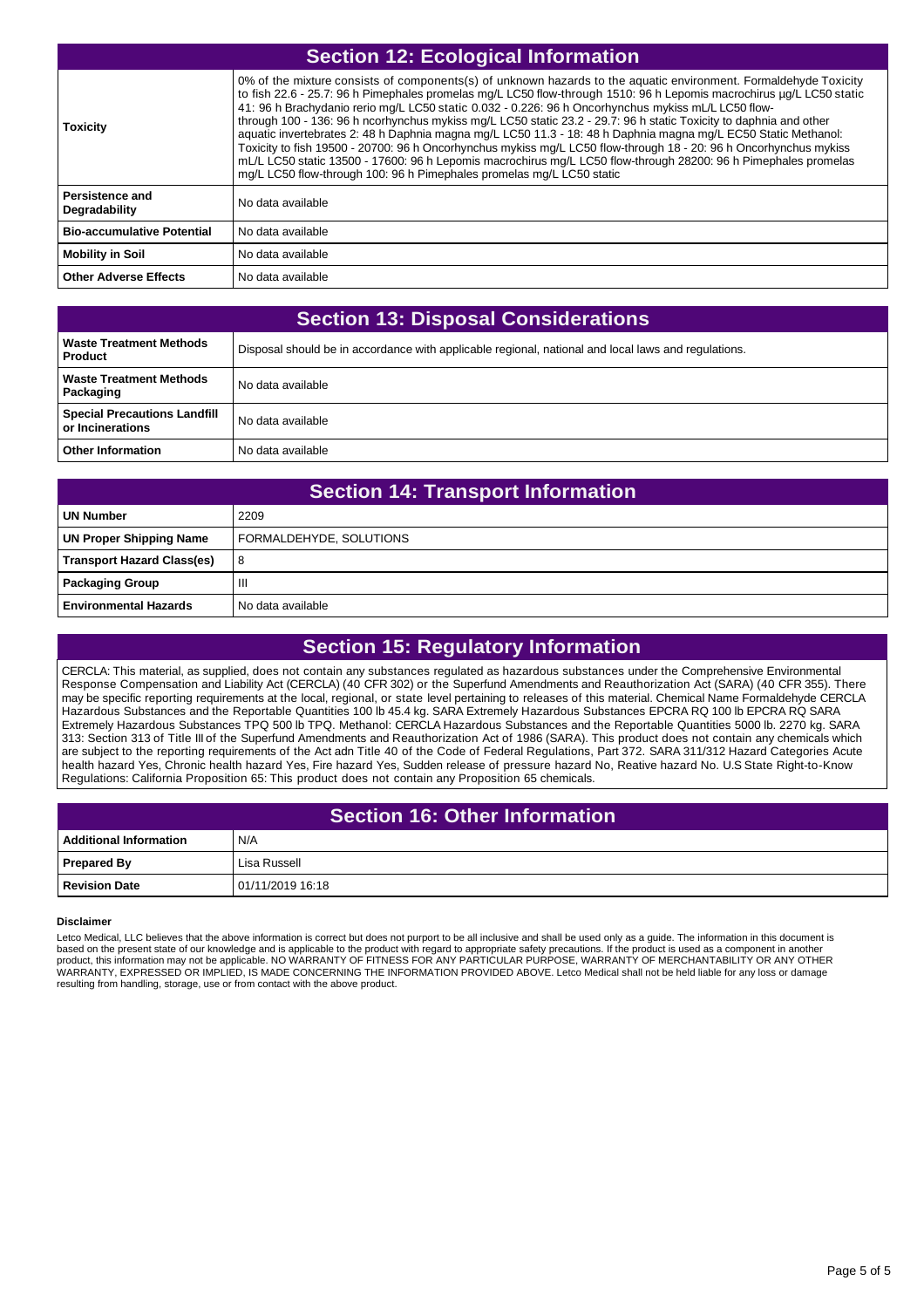## Section 12: Ecological Information

| | |
|---|---|
| **Toxicity** | 0% of the mixture consists of components(s) of unknown hazards to the aquatic environment. Formaldehyde Toxicity to fish 22.6 - 25.7: 96 h Pimephales promelas mg/L LC50 flow-through 1510: 96 h Lepomis macrochirus µg/L LC50 static 41: 96 h Brachydanio rerio mg/L LC50 static 0.032 - 0.226: 96 h Oncorhynchus mykiss mL/L LC50 flow-through 100 - 136: 96 h ncorhynchus mykiss mg/L LC50 static 23.2 - 29.7: 96 h static Toxicity to daphnia and other aquatic invertebrates 2: 48 h Daphnia magna mg/L LC50 11.3 - 18: 48 h Daphnia magna mg/L EC50 Static Methanol: Toxicity to fish 19500 - 20700: 96 h Oncorhynchus mykiss mg/L LC50 flow-through 18 - 20: 96 h Oncorhynchus mykiss mL/L LC50 static 13500 - 17600: 96 h Lepomis macrochirus mg/L LC50 flow-through 28200: 96 h Pimephales promelas mg/L LC50 flow-through 100: 96 h Pimephales promelas mg/L LC50 static |
| **Persistence and Degradability** | No data available |
| **Bio-accumulative Potential** | No data available |
| **Mobility in Soil** | No data available |
| **Other Adverse Effects** | No data available |

## Section 13: Disposal Considerations

| | |
|---|---|
| **Waste Treatment Methods Product** | Disposal should be in accordance with applicable regional, national and local laws and regulations. |
| **Waste Treatment Methods Packaging** | No data available |
| **Special Precautions Landfill or Incinerations** | No data available |
| **Other Information** | No data available |

## Section 14: Transport Information

| | |
|---|---|
| **UN Number** | 2209 |
| **UN Proper Shipping Name** | FORMALDEHYDE, SOLUTIONS |
| **Transport Hazard Class(es)** | 8 |
| **Packaging Group** | III |
| **Environmental Hazards** | No data available |

## Section 15: Regulatory Information

CERCLA: This material, as supplied, does not contain any substances regulated as hazardous substances under the Comprehensive Environmental Response Compensation and Liability Act (CERCLA) (40 CFR 302) or the Superfund Amendments and Reauthorization Act (SARA) (40 CFR 355). There may be specific reporting requirements at the local, regional, or state level pertaining to releases of this material. Chemical Name Formaldehyde CERCLA Hazardous Substances and the Reportable Quantities 100 lb 45.4 kg. SARA Extremely Hazardous Substances EPCRA RQ 100 lb EPCRA RQ SARA Extremely Hazardous Substances TPQ 500 lb TPQ. Methanol: CERCLA Hazardous Substances and the Reportable Quantities 5000 lb. 2270 kg. SARA 313: Section 313 of Title III of the Superfund Amendments and Reauthorization Act of 1986 (SARA). This product does not contain any chemicals which are subject to the reporting requirements of the Act adn Title 40 of the Code of Federal Regulations, Part 372. SARA 311/312 Hazard Categories Acute health hazard Yes, Chronic health hazard Yes, Fire hazard Yes, Sudden release of pressure hazard No, Reative hazard No. U.S State Right-to-Know Regulations: California Proposition 65: This product does not contain any Proposition 65 chemicals.

## Section 16: Other Information

| | |
|---|---|
| **Additional Information** | N/A |
| **Prepared By** | Lisa Russell |
| **Revision Date** | 01/11/2019 16:18 |

**Disclaimer**

Letco Medical, LLC believes that the above information is correct but does not purport to be all inclusive and shall be used only as a guide. The information in this document is based on the present state of our knowledge and is applicable to the product with regard to appropriate safety precautions. If the product is used as a component in another product, this information may not be applicable. NO WARRANTY OF FITNESS FOR ANY PARTICULAR PURPOSE, WARRANTY OF MERCHANTABILITY OR ANY OTHER WARRANTY, EXPRESSED OR IMPLIED, IS MADE CONCERNING THE INFORMATION PROVIDED ABOVE. Letco Medical shall not be held liable for any loss or damage resulting from handling, storage, use or from contact with the above product.